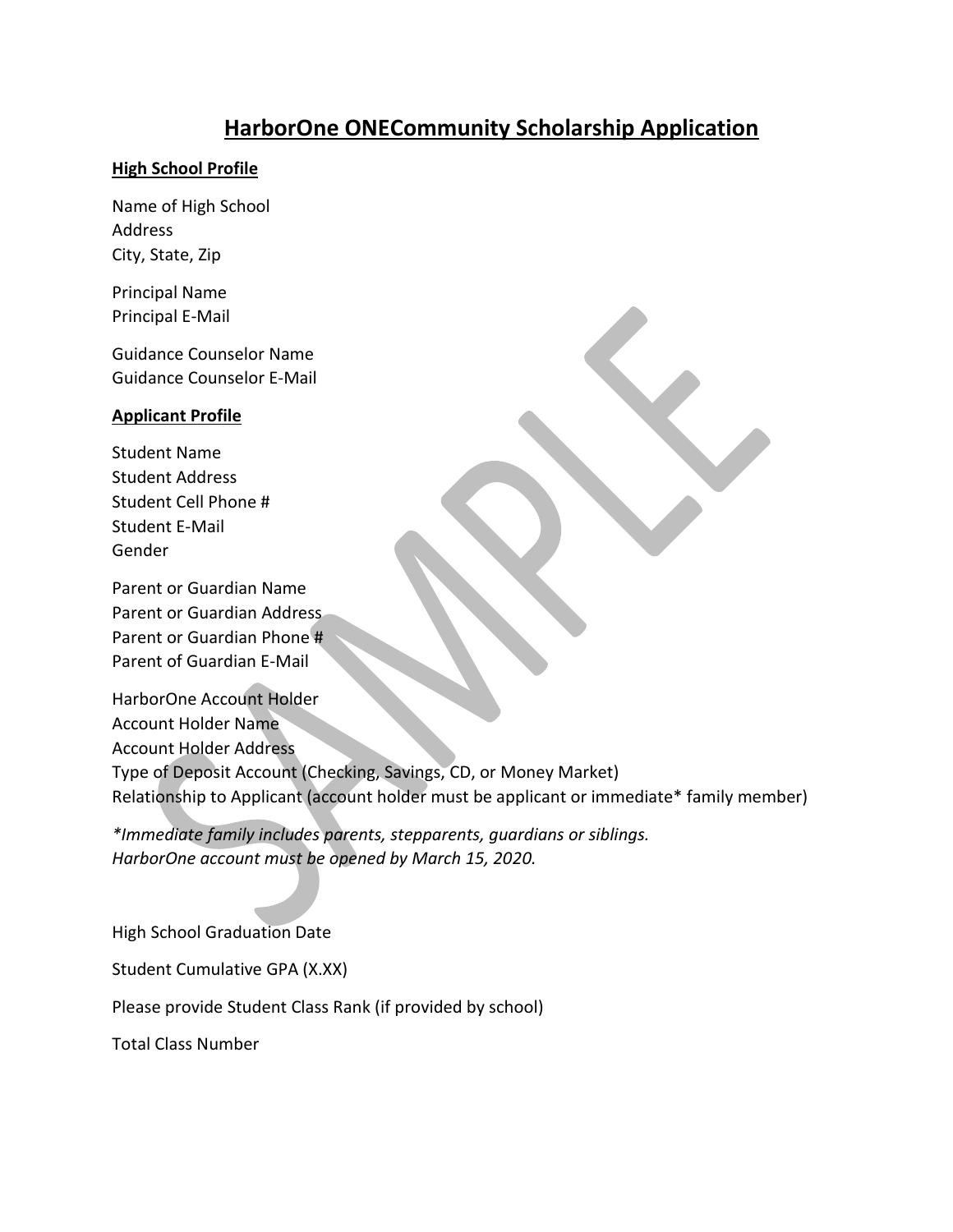# HarborOne ONECommunity Scholarship Application

**High School Profile**

Name of High School
Address
City, State, Zip

Principal Name
Principal E-Mail

Guidance Counselor Name
Guidance Counselor E-Mail

**Applicant Profile**

Student Name
Student Address
Student Cell Phone #
Student E-Mail
Gender

Parent or Guardian Name
Parent or Guardian Address
Parent or Guardian Phone #
Parent of Guardian E-Mail

HarborOne Account Holder
Account Holder Name
Account Holder Address
Type of Deposit Account (Checking, Savings, CD, or Money Market)
Relationship to Applicant (account holder must be applicant or immediate* family member)

*\*Immediate family includes parents, stepparents, guardians or siblings.*
*HarborOne account must be opened by March 15, 2020.*

High School Graduation Date

Student Cumulative GPA (X.XX)

Please provide Student Class Rank (if provided by school)

Total Class Number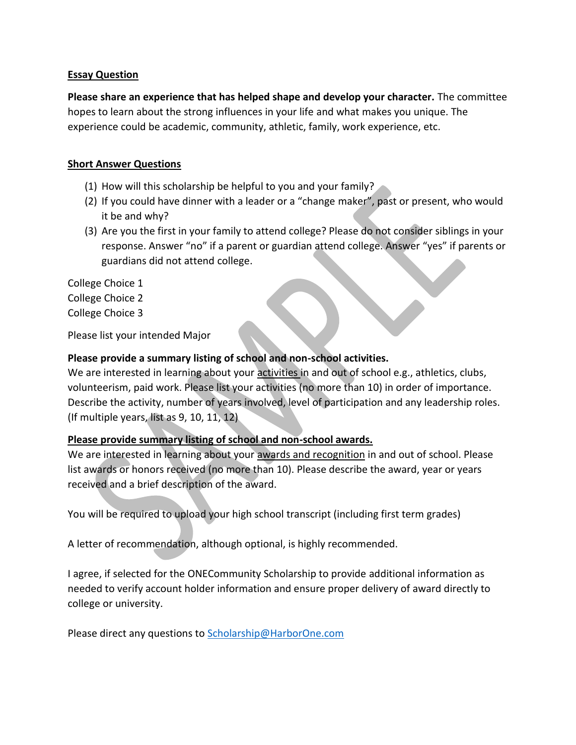## Essay Question

**Please share an experience that has helped shape and develop your character.** The committee hopes to learn about the strong influences in your life and what makes you unique. The experience could be academic, community, athletic, family, work experience, etc.

## Short Answer Questions

(1) How will this scholarship be helpful to you and your family?

(2) If you could have dinner with a leader or a "change maker", past or present, who would it be and why?

(3) Are you the first in your family to attend college? Please do not consider siblings in your response. Answer "no" if a parent or guardian attend college. Answer "yes" if parents or guardians did not attend college.

College Choice 1
College Choice 2
College Choice 3

Please list your intended Major

**Please provide a summary listing of school and non-school activities.**
We are interested in learning about your activities in and out of school e.g., athletics, clubs, volunteerism, paid work. Please list your activities (no more than 10) in order of importance. Describe the activity, number of years involved, level of participation and any leadership roles. (If multiple years, list as 9, 10, 11, 12)

**Please provide summary listing of school and non-school awards.**
We are interested in learning about your awards and recognition in and out of school. Please list awards or honors received (no more than 10). Please describe the award, year or years received and a brief description of the award.

You will be required to upload your high school transcript (including first term grades)

A letter of recommendation, although optional, is highly recommended.

I agree, if selected for the ONECommunity Scholarship to provide additional information as needed to verify account holder information and ensure proper delivery of award directly to college or university.

Please direct any questions to Scholarship@HarborOne.com